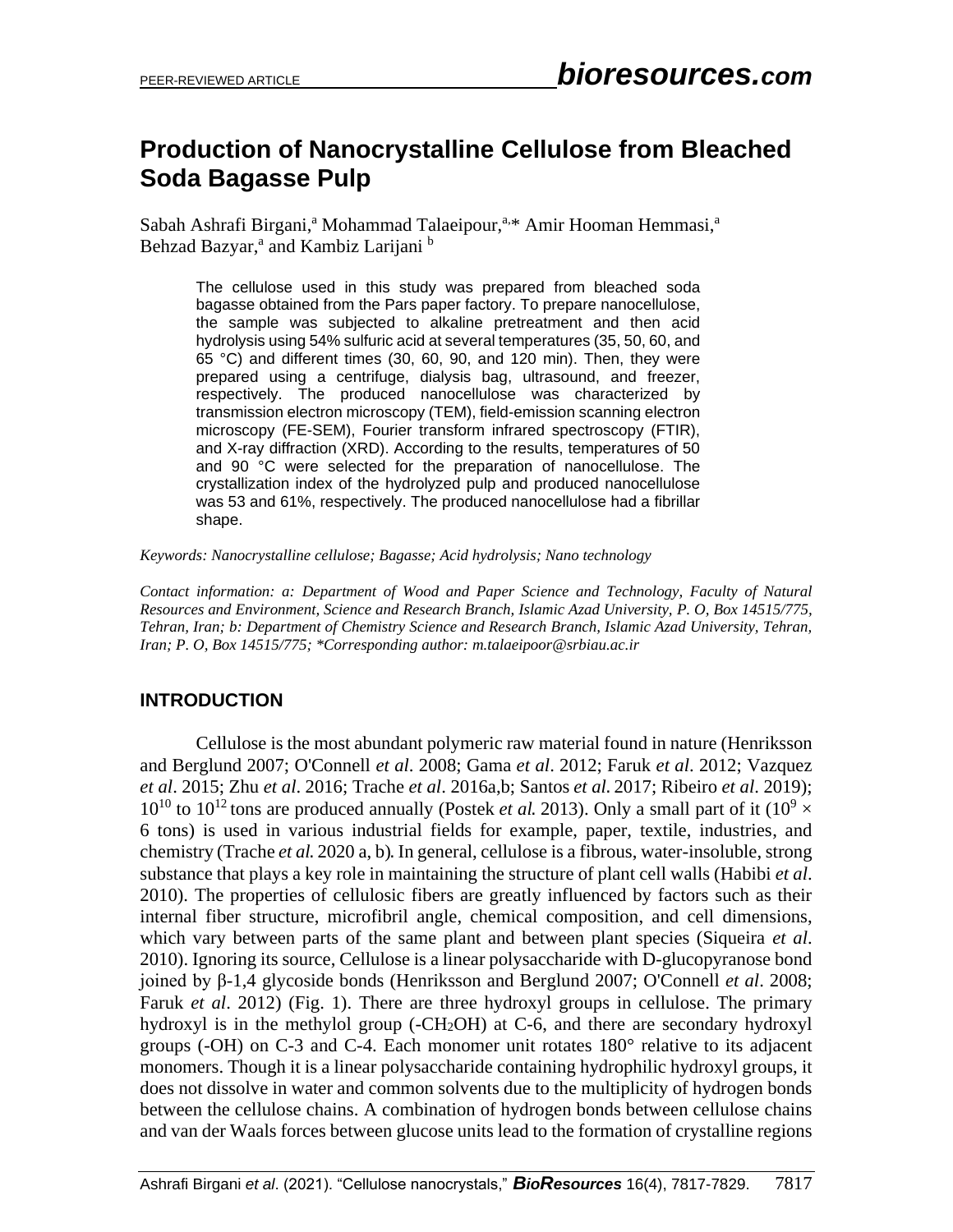# Production of Nanocrystalline Cellulose from Bleached Soda Bagasse Pulp

Sabah Ashrafi Birgani,[a] Mohammad Talaeipour,[a,*] Amir Hooman Hemmasi,[a] Behzad Bazyar,[a] and Kambiz Larijani [b]

The cellulose used in this study was prepared from bleached soda bagasse obtained from the Pars paper factory. To prepare nanocellulose, the sample was subjected to alkaline pretreatment and then acid hydrolysis using 54% sulfuric acid at several temperatures (35, 50, 60, and 65 °C) and different times (30, 60, 90, and 120 min). Then, they were prepared using a centrifuge, dialysis bag, ultrasound, and freezer, respectively. The produced nanocellulose was characterized by transmission electron microscopy (TEM), field-emission scanning electron microscopy (FE-SEM), Fourier transform infrared spectroscopy (FTIR), and X-ray diffraction (XRD). According to the results, temperatures of 50 and 90 °C were selected for the preparation of nanocellulose. The crystallization index of the hydrolyzed pulp and produced nanocellulose was 53 and 61%, respectively. The produced nanocellulose had a fibrillar shape.

*Keywords: Nanocrystalline cellulose; Bagasse; Acid hydrolysis; Nano technology*

*Contact information: a: Department of Wood and Paper Science and Technology, Faculty of Natural Resources and Environment, Science and Research Branch, Islamic Azad University, P. O, Box 14515/775, Tehran, Iran; b: Department of Chemistry Science and Research Branch, Islamic Azad University, Tehran, Iran; P. O, Box 14515/775; *Corresponding author: m.talaeipoor@srbiau.ac.ir*

## INTRODUCTION

Cellulose is the most abundant polymeric raw material found in nature (Henriksson and Berglund 2007; O'Connell *et al*. 2008; Gama *et al*. 2012; Faruk *et al*. 2012; Vazquez *et al*. 2015; Zhu *et al*. 2016; Trache *et al*. 2016a,b; Santos *et al*. 2017; Ribeiro *et al*. 2019); $10^{10}$ to $10^{12}$ tons are produced annually (Postek *et al.* 2013). Only a small part of it ($10^9 \times$ 6 tons) is used in various industrial fields for example, paper, textile, industries, and chemistry (Trache *et al.* 2020 a, b). In general, cellulose is a fibrous, water-insoluble, strong substance that plays a key role in maintaining the structure of plant cell walls (Habibi *et al*. 2010). The properties of cellulosic fibers are greatly influenced by factors such as their internal fiber structure, microfibril angle, chemical composition, and cell dimensions, which vary between parts of the same plant and between plant species (Siqueira *et al*. 2010). Ignoring its source, Cellulose is a linear polysaccharide with D-glucopyranose bond joined by β-1,4 glycoside bonds (Henriksson and Berglund 2007; O'Connell *et al*. 2008; Faruk *et al*. 2012) (Fig. 1). There are three hydroxyl groups in cellulose. The primary hydroxyl is in the methylol group ($-CH_2OH$) at C-6, and there are secondary hydroxyl groups (-OH) on C-3 and C-4. Each monomer unit rotates 180° relative to its adjacent monomers. Though it is a linear polysaccharide containing hydrophilic hydroxyl groups, it does not dissolve in water and common solvents due to the multiplicity of hydrogen bonds between the cellulose chains. A combination of hydrogen bonds between cellulose chains and van der Waals forces between glucose units lead to the formation of crystalline regions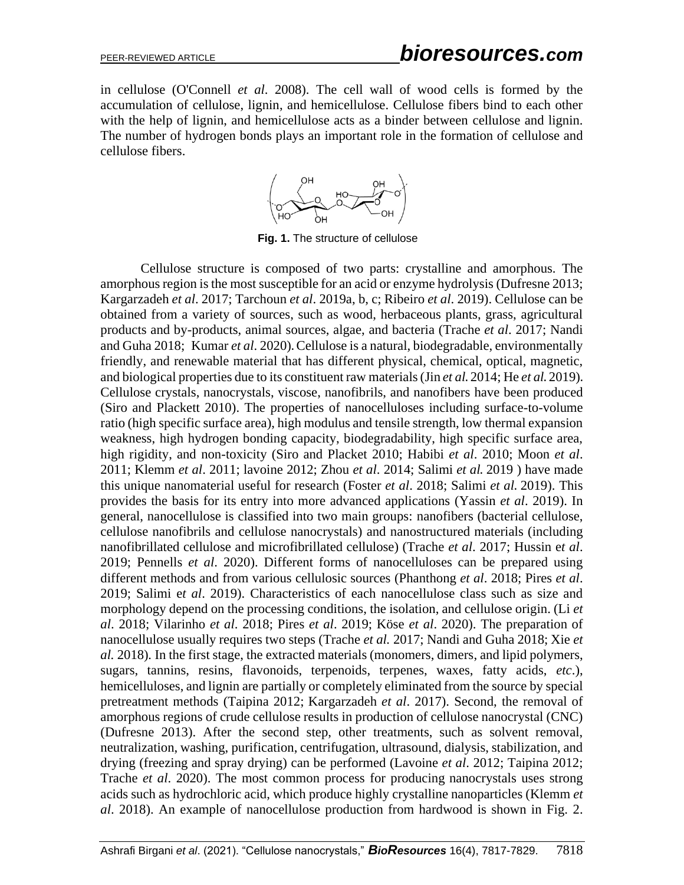in cellulose (O'Connell *et al*. 2008). The cell wall of wood cells is formed by the accumulation of cellulose, lignin, and hemicellulose. Cellulose fibers bind to each other with the help of lignin, and hemicellulose acts as a binder between cellulose and lignin. The number of hydrogen bonds plays an important role in the formation of cellulose and cellulose fibers.

**Fig. 1.** The structure of cellulose

Cellulose structure is composed of two parts: crystalline and amorphous. The amorphous region is the most susceptible for an acid or enzyme hydrolysis (Dufresne 2013; Kargarzadeh *et al*. 2017; Tarchoun *et al*. 2019a, b, c; Ribeiro *et al*. 2019). Cellulose can be obtained from a variety of sources, such as wood, herbaceous plants, grass, agricultural products and by-products, animal sources, algae, and bacteria (Trache *et al*. 2017; Nandi and Guha 2018; Kumar *et al*. 2020). Cellulose is a natural, biodegradable, environmentally friendly, and renewable material that has different physical, chemical, optical, magnetic, and biological properties due to its constituent raw materials (Jin *et al.* 2014; He *et al.* 2019). Cellulose crystals, nanocrystals, viscose, nanofibrils, and nanofibers have been produced (Siro and Plackett 2010). The properties of nanocelluloses including surface-to-volume ratio (high specific surface area), high modulus and tensile strength, low thermal expansion weakness, high hydrogen bonding capacity, biodegradability, high specific surface area, high rigidity, and non-toxicity (Siro and Placket 2010; Habibi *et al*. 2010; Moon *et al*. 2011; Klemm *et al*. 2011; lavoine 2012; Zhou *et al*. 2014; Salimi *et al.* 2019 ) have made this unique nanomaterial useful for research (Foster *et al*. 2018; Salimi *et al.* 2019). This provides the basis for its entry into more advanced applications (Yassin *et al*. 2019). In general, nanocellulose is classified into two main groups: nanofibers (bacterial cellulose, cellulose nanofibrils and cellulose nanocrystals) and nanostructured materials (including nanofibrillated cellulose and microfibrillated cellulose) (Trache *et al*. 2017; Hussin e*t al*. 2019; Pennells *et al*. 2020). Different forms of nanocelluloses can be prepared using different methods and from various cellulosic sources (Phanthong *et al*. 2018; Pires *et al*. 2019; Salimi e*t al*. 2019). Characteristics of each nanocellulose class such as size and morphology depend on the processing conditions, the isolation, and cellulose origin. (Li *et al*. 2018; Vilarinho *et al*. 2018; Pires *et al*. 2019; Köse *et al*. 2020). The preparation of nanocellulose usually requires two steps (Trache *et al.* 2017; Nandi and Guha 2018; Xie *et al.* 2018). In the first stage, the extracted materials (monomers, dimers, and lipid polymers, sugars, tannins, resins, flavonoids, terpenoids, terpenes, waxes, fatty acids, *etc*.), hemicelluloses, and lignin are partially or completely eliminated from the source by special pretreatment methods (Taipina 2012; Kargarzadeh *et al*. 2017). Second, the removal of amorphous regions of crude cellulose results in production of cellulose nanocrystal (CNC) (Dufresne 2013). After the second step, other treatments, such as solvent removal, neutralization, washing, purification, centrifugation, ultrasound, dialysis, stabilization, and drying (freezing and spray drying) can be performed (Lavoine *et al*. 2012; Taipina 2012; Trache *et al*. 2020). The most common process for producing nanocrystals uses strong acids such as hydrochloric acid, which produce highly crystalline nanoparticles (Klemm *et al*. 2018). An example of nanocellulose production from hardwood is shown in Fig. 2.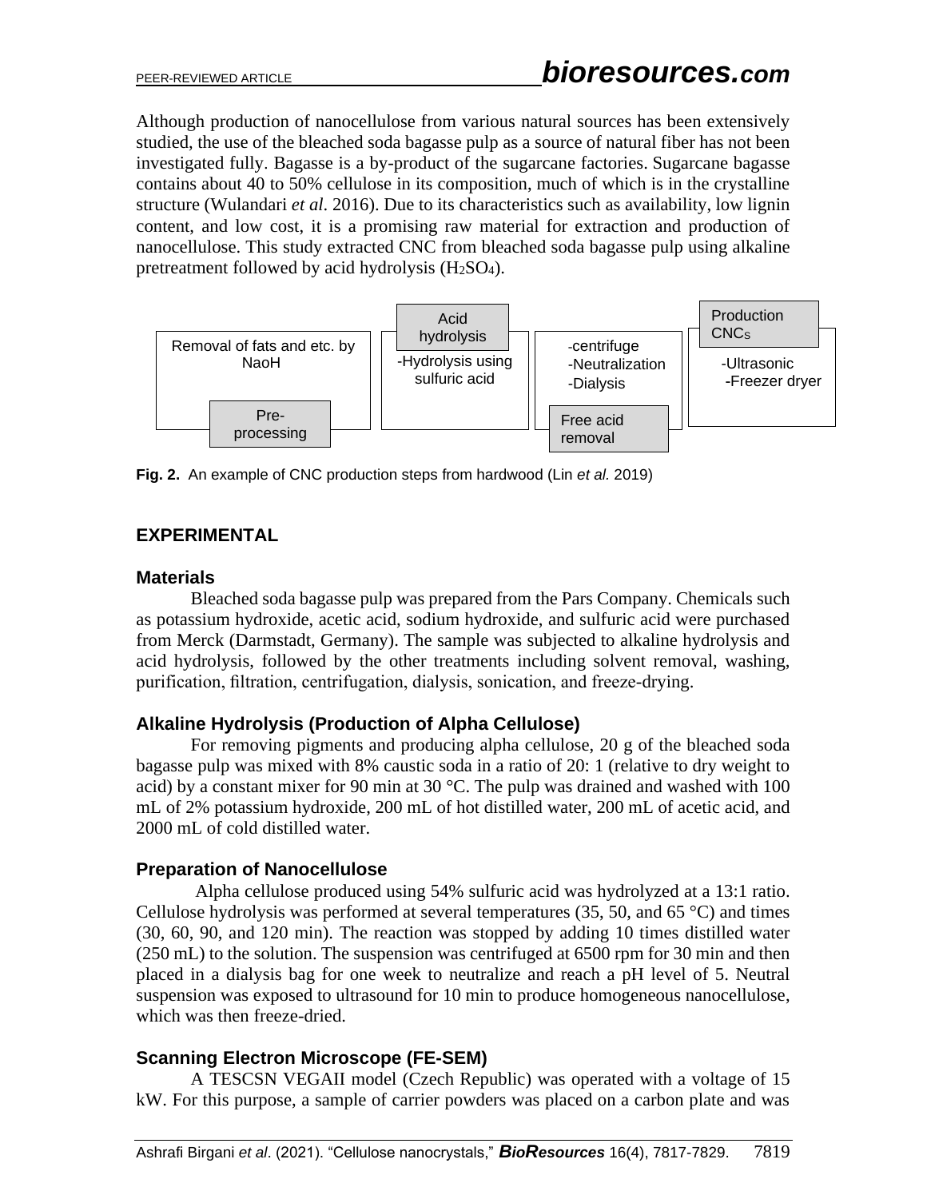Although production of nanocellulose from various natural sources has been extensively studied, the use of the bleached soda bagasse pulp as a source of natural fiber has not been investigated fully. Bagasse is a by-product of the sugarcane factories. Sugarcane bagasse contains about 40 to 50% cellulose in its composition, much of which is in the crystalline structure (Wulandari *et al*. 2016). Due to its characteristics such as availability, low lignin content, and low cost, it is a promising raw material for extraction and production of nanocellulose. This study extracted CNC from bleached soda bagasse pulp using alkaline pretreatment followed by acid hydrolysis ($H_2SO_4$).

| Pre-processing | Acid hydrolysis | Free acid removal | Production CNCs |
|---|---|---|---|
| Removal of fats and etc. by NaoH | -Hydrolysis using sulfuric acid | -centrifuge<br>-Neutralization<br>-Dialysis | -Ultrasonic<br>-Freezer dryer |

**Fig. 2.** An example of CNC production steps from hardwood (Lin *et al.* 2019)

## EXPERIMENTAL

### Materials

Bleached soda bagasse pulp was prepared from the Pars Company. Chemicals such as potassium hydroxide, acetic acid, sodium hydroxide, and sulfuric acid were purchased from Merck (Darmstadt, Germany). The sample was subjected to alkaline hydrolysis and acid hydrolysis, followed by the other treatments including solvent removal, washing, purification, filtration, centrifugation, dialysis, sonication, and freeze-drying.

### Alkaline Hydrolysis (Production of Alpha Cellulose)

For removing pigments and producing alpha cellulose, 20 g of the bleached soda bagasse pulp was mixed with 8% caustic soda in a ratio of 20: 1 (relative to dry weight to acid) by a constant mixer for 90 min at 30 °C. The pulp was drained and washed with 100 mL of 2% potassium hydroxide, 200 mL of hot distilled water, 200 mL of acetic acid, and 2000 mL of cold distilled water.

### Preparation of Nanocellulose

Alpha cellulose produced using 54% sulfuric acid was hydrolyzed at a 13:1 ratio. Cellulose hydrolysis was performed at several temperatures (35, 50, and 65 °C) and times (30, 60, 90, and 120 min). The reaction was stopped by adding 10 times distilled water (250 mL) to the solution. The suspension was centrifuged at 6500 rpm for 30 min and then placed in a dialysis bag for one week to neutralize and reach a pH level of 5. Neutral suspension was exposed to ultrasound for 10 min to produce homogeneous nanocellulose, which was then freeze-dried.

### Scanning Electron Microscope (FE-SEM)

A TESCSN VEGAII model (Czech Republic) was operated with a voltage of 15 kW. For this purpose, a sample of carrier powders was placed on a carbon plate and was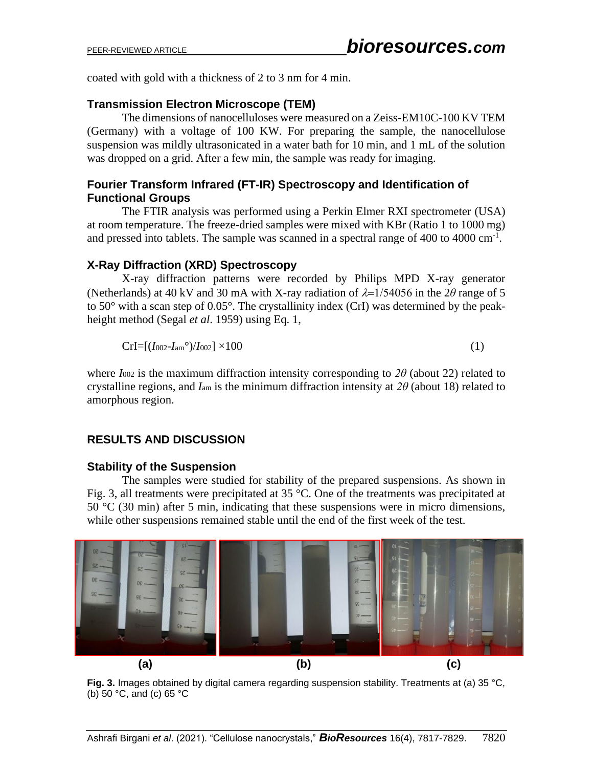coated with gold with a thickness of 2 to 3 nm for 4 min.

### Transmission Electron Microscope (TEM)

The dimensions of nanocelluloses were measured on a Zeiss-EM10C-100 KV TEM (Germany) with a voltage of 100 KW. For preparing the sample, the nanocellulose suspension was mildly ultrasonicated in a water bath for 10 min, and 1 mL of the solution was dropped on a grid. After a few min, the sample was ready for imaging.

### Fourier Transform Infrared (FT-IR) Spectroscopy and Identification of Functional Groups

The FTIR analysis was performed using a Perkin Elmer RXI spectrometer (USA) at room temperature. The freeze-dried samples were mixed with KBr (Ratio 1 to 1000 mg) and pressed into tablets. The sample was scanned in a spectral range of 400 to 4000 cm$^{-1}$.

### X-Ray Diffraction (XRD) Spectroscopy

X-ray diffraction patterns were recorded by Philips MPD X-ray generator (Netherlands) at 40 kV and 30 mA with X-ray radiation of $\lambda$=1/54056 in the 2$\theta$ range of 5 to 50° with a scan step of 0.05°. The crystallinity index (CrI) was determined by the peak-height method (Segal *et al*. 1959) using Eq. 1,

$$\text{CrI}=[(I_{002}-I_{am}°)/I_{002}] \times 100 \tag{1}$$

where $I_{002}$ is the maximum diffraction intensity corresponding to $2\theta$ (about 22) related to crystalline regions, and $I_{am}$ is the minimum diffraction intensity at $2\theta$ (about 18) related to amorphous region.

## RESULTS AND DISCUSSION

### Stability of the Suspension

The samples were studied for stability of the prepared suspensions. As shown in Fig. 3, all treatments were precipitated at 35 °C. One of the treatments was precipitated at 50 °C (30 min) after 5 min, indicating that these suspensions were in micro dimensions, while other suspensions remained stable until the end of the first week of the test.

(a) (b) (c)

**Fig. 3.** Images obtained by digital camera regarding suspension stability. Treatments at (a) 35 °C, (b) 50 °C, and (c) 65 °C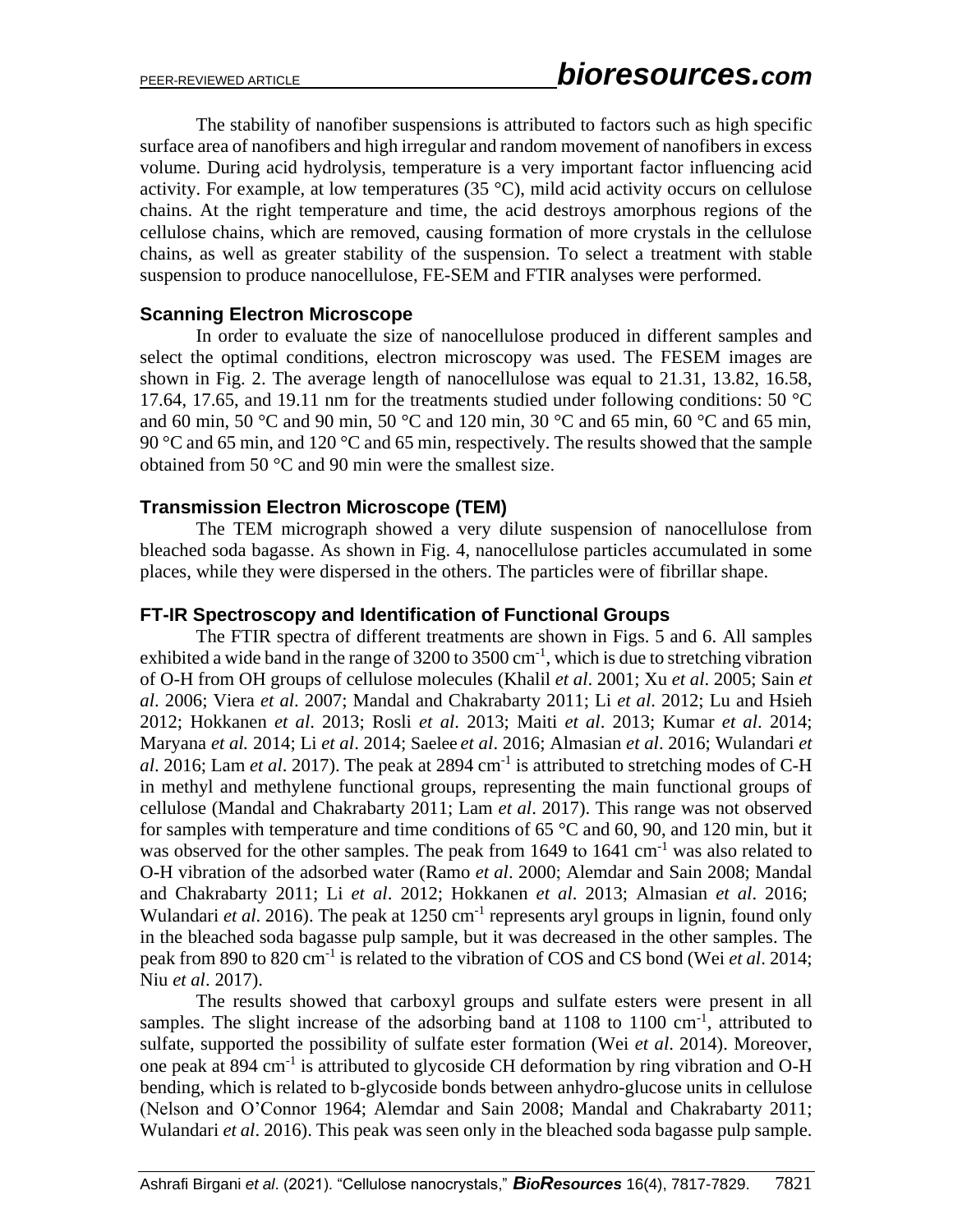The stability of nanofiber suspensions is attributed to factors such as high specific surface area of nanofibers and high irregular and random movement of nanofibers in excess volume. During acid hydrolysis, temperature is a very important factor influencing acid activity. For example, at low temperatures (35 °C), mild acid activity occurs on cellulose chains. At the right temperature and time, the acid destroys amorphous regions of the cellulose chains, which are removed, causing formation of more crystals in the cellulose chains, as well as greater stability of the suspension. To select a treatment with stable suspension to produce nanocellulose, FE-SEM and FTIR analyses were performed.

### Scanning Electron Microscope

In order to evaluate the size of nanocellulose produced in different samples and select the optimal conditions, electron microscopy was used. The FESEM images are shown in Fig. 2. The average length of nanocellulose was equal to 21.31, 13.82, 16.58, 17.64, 17.65, and 19.11 nm for the treatments studied under following conditions: 50 °C and 60 min, 50 °C and 90 min, 50 °C and 120 min, 30 °C and 65 min, 60 °C and 65 min, 90 °C and 65 min, and 120 °C and 65 min, respectively. The results showed that the sample obtained from 50 °C and 90 min were the smallest size.

### Transmission Electron Microscope (TEM)

The TEM micrograph showed a very dilute suspension of nanocellulose from bleached soda bagasse. As shown in Fig. 4, nanocellulose particles accumulated in some places, while they were dispersed in the others. The particles were of fibrillar shape.

### FT-IR Spectroscopy and Identification of Functional Groups

The FTIR spectra of different treatments are shown in Figs. 5 and 6. All samples exhibited a wide band in the range of 3200 to 3500 cm$^{-1}$, which is due to stretching vibration of O-H from OH groups of cellulose molecules (Khalil *et al*. 2001; Xu *et al*. 2005; Sain *et al*. 2006; Viera *et al*. 2007; Mandal and Chakrabarty 2011; Li *et al*. 2012; Lu and Hsieh 2012; Hokkanen *et al*. 2013; Rosli *et al*. 2013; Maiti *et al*. 2013; Kumar *et al*. 2014; Maryana *et al.* 2014; Li *et al*. 2014; Saelee *et al*. 2016; Almasian *et al*. 2016; Wulandari *et al*. 2016; Lam *et al*. 2017). The peak at 2894 cm$^{-1}$ is attributed to stretching modes of C-H in methyl and methylene functional groups, representing the main functional groups of cellulose (Mandal and Chakrabarty 2011; Lam *et al*. 2017). This range was not observed for samples with temperature and time conditions of 65 °C and 60, 90, and 120 min, but it was observed for the other samples. The peak from 1649 to 1641 cm$^{-1}$ was also related to O-H vibration of the adsorbed water (Ramo *et al*. 2000; Alemdar and Sain 2008; Mandal and Chakrabarty 2011; Li *et al*. 2012; Hokkanen *et al*. 2013; Almasian *et al*. 2016; Wulandari *et al.* 2016). The peak at 1250 cm$^{-1}$ represents aryl groups in lignin, found only in the bleached soda bagasse pulp sample, but it was decreased in the other samples. The peak from 890 to 820 cm$^{-1}$ is related to the vibration of COS and CS bond (Wei *et al*. 2014; Niu *et al*. 2017).

The results showed that carboxyl groups and sulfate esters were present in all samples. The slight increase of the adsorbing band at 1108 to 1100 cm$^{-1}$, attributed to sulfate, supported the possibility of sulfate ester formation (Wei *et al*. 2014). Moreover, one peak at 894 cm$^{-1}$ is attributed to glycoside CH deformation by ring vibration and O-H bending, which is related to b-glycoside bonds between anhydro-glucose units in cellulose (Nelson and O'Connor 1964; Alemdar and Sain 2008; Mandal and Chakrabarty 2011; Wulandari *et al*. 2016). This peak was seen only in the bleached soda bagasse pulp sample.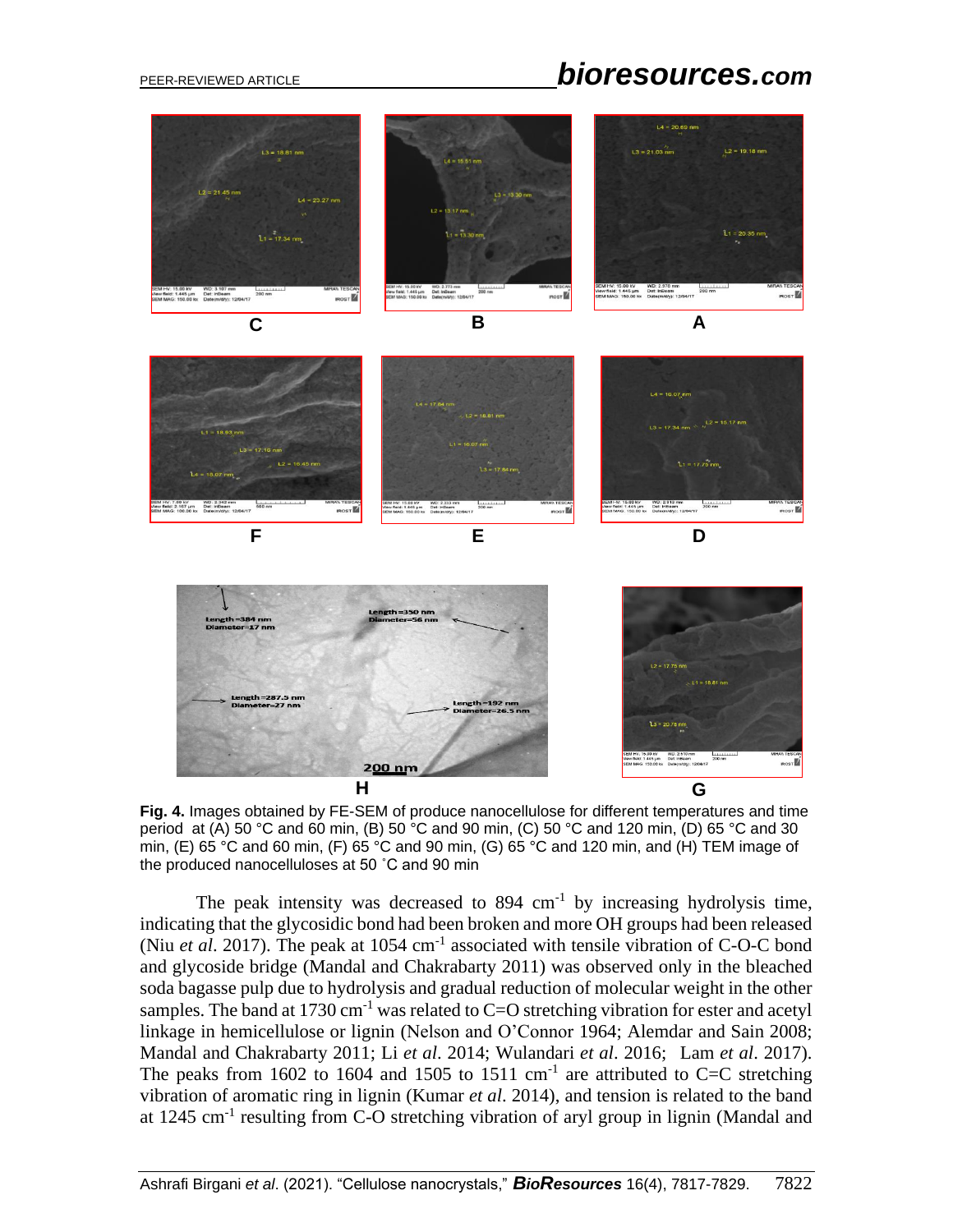**Fig. 4.** Images obtained by FE-SEM of produce nanocellulose for different temperatures and time period at (A) 50 °C and 60 min, (B) 50 °C and 90 min, (C) 50 °C and 120 min, (D) 65 °C and 30 min, (E) 65 °C and 60 min, (F) 65 °C and 90 min, (G) 65 °C and 120 min, and (H) TEM image of the produced nanocelluloses at 50 ˚C and 90 min

The peak intensity was decreased to 894 $cm^{-1}$ by increasing hydrolysis time, indicating that the glycosidic bond had been broken and more OH groups had been released (Niu *et al*. 2017). The peak at 1054 $cm^{-1}$ associated with tensile vibration of C-O-C bond and glycoside bridge (Mandal and Chakrabarty 2011) was observed only in the bleached soda bagasse pulp due to hydrolysis and gradual reduction of molecular weight in the other samples. The band at 1730 $cm^{-1}$ was related to C=O stretching vibration for ester and acetyl linkage in hemicellulose or lignin (Nelson and O'Connor 1964; Alemdar and Sain 2008; Mandal and Chakrabarty 2011; Li *et al*. 2014; Wulandari *et al*. 2016; Lam *et al*. 2017). The peaks from 1602 to 1604 and 1505 to 1511 $cm^{-1}$ are attributed to C=C stretching vibration of aromatic ring in lignin (Kumar *et al*. 2014), and tension is related to the band at 1245 $cm^{-1}$ resulting from C-O stretching vibration of aryl group in lignin (Mandal and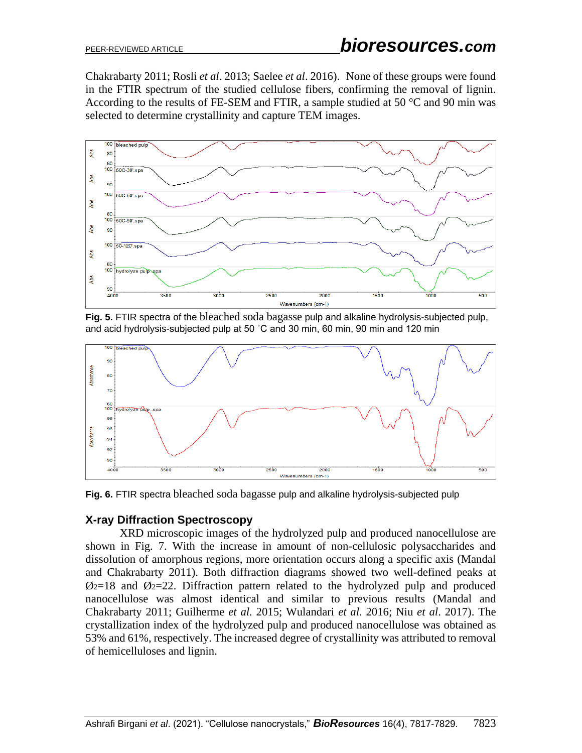Chakrabarty 2011; Rosli *et al*. 2013; Saelee *et al*. 2016). None of these groups were found in the FTIR spectrum of the studied cellulose fibers, confirming the removal of lignin. According to the results of FE-SEM and FTIR, a sample studied at 50 °C and 90 min was selected to determine crystallinity and capture TEM images.

**Fig. 5.** FTIR spectra of the bleached soda bagasse pulp and alkaline hydrolysis-subjected pulp, and acid hydrolysis-subjected pulp at 50 ˚C and 30 min, 60 min, 90 min and 120 min

**Fig. 6.** FTIR spectra bleached soda bagasse pulp and alkaline hydrolysis-subjected pulp

## X-ray Diffraction Spectroscopy

XRD microscopic images of the hydrolyzed pulp and produced nanocellulose are shown in Fig. 7. With the increase in amount of non-cellulosic polysaccharides and dissolution of amorphous regions, more orientation occurs along a specific axis (Mandal and Chakrabarty 2011). Both diffraction diagrams showed two well-defined peaks at $Ø_2$=18 and $Ø_2$=22. Diffraction pattern related to the hydrolyzed pulp and produced nanocellulose was almost identical and similar to previous results (Mandal and Chakrabarty 2011; Guilherme *et al.* 2015; Wulandari *et al.* 2016; Niu *et al*. 2017). The crystallization index of the hydrolyzed pulp and produced nanocellulose was obtained as 53% and 61%, respectively. The increased degree of crystallinity was attributed to removal of hemicelluloses and lignin.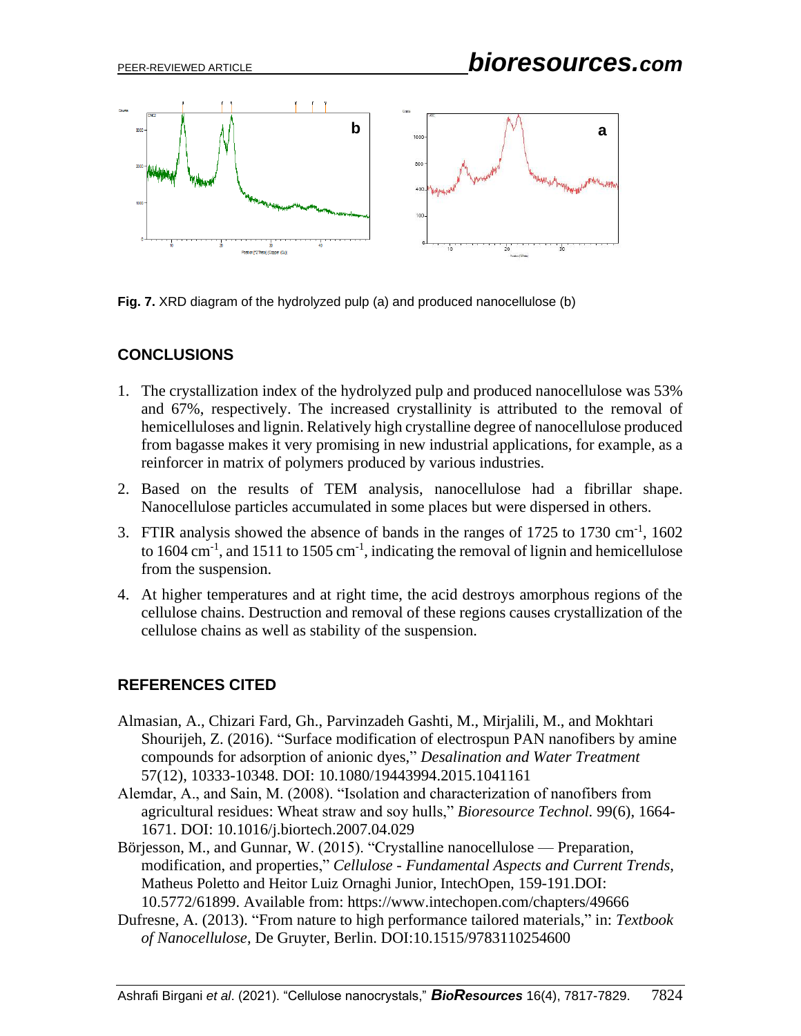Fig. 7. XRD diagram of the hydrolyzed pulp (a) and produced nanocellulose (b)

## CONCLUSIONS

1. The crystallization index of the hydrolyzed pulp and produced nanocellulose was 53% and 67%, respectively. The increased crystallinity is attributed to the removal of hemicelluloses and lignin. Relatively high crystalline degree of nanocellulose produced from bagasse makes it very promising in new industrial applications, for example, as a reinforcer in matrix of polymers produced by various industries.
2. Based on the results of TEM analysis, nanocellulose had a fibrillar shape. Nanocellulose particles accumulated in some places but were dispersed in others.
3. FTIR analysis showed the absence of bands in the ranges of 1725 to 1730 $cm^{-1}$, 1602 to 1604 $cm^{-1}$, and 1511 to 1505 $cm^{-1}$, indicating the removal of lignin and hemicellulose from the suspension.
4. At higher temperatures and at right time, the acid destroys amorphous regions of the cellulose chains. Destruction and removal of these regions causes crystallization of the cellulose chains as well as stability of the suspension.

## REFERENCES CITED

Almasian, A., Chizari Fard, Gh., Parvinzadeh Gashti, M., Mirjalili, M., and Mokhtari Shourijeh, Z. (2016). "Surface modification of electrospun PAN nanofibers by amine compounds for adsorption of anionic dyes," *Desalination and Water Treatment* 57(12), 10333-10348. DOI: 10.1080/19443994.2015.1041161

Alemdar, A., and Sain, M. (2008). "Isolation and characterization of nanofibers from agricultural residues: Wheat straw and soy hulls," *Bioresource Technol.* 99(6), 1664-1671. DOI: 10.1016/j.biortech.2007.04.029

Börjesson, M., and Gunnar, W. (2015). "Crystalline nanocellulose — Preparation, modification, and properties," *Cellulose - Fundamental Aspects and Current Trends*, Matheus Poletto and Heitor Luiz Ornaghi Junior, IntechOpen, 159-191.DOI: 10.5772/61899. Available from: https://www.intechopen.com/chapters/49666

Dufresne, A. (2013). "From nature to high performance tailored materials," in: *Textbook of Nanocellulose*, De Gruyter, Berlin. DOI:10.1515/9783110254600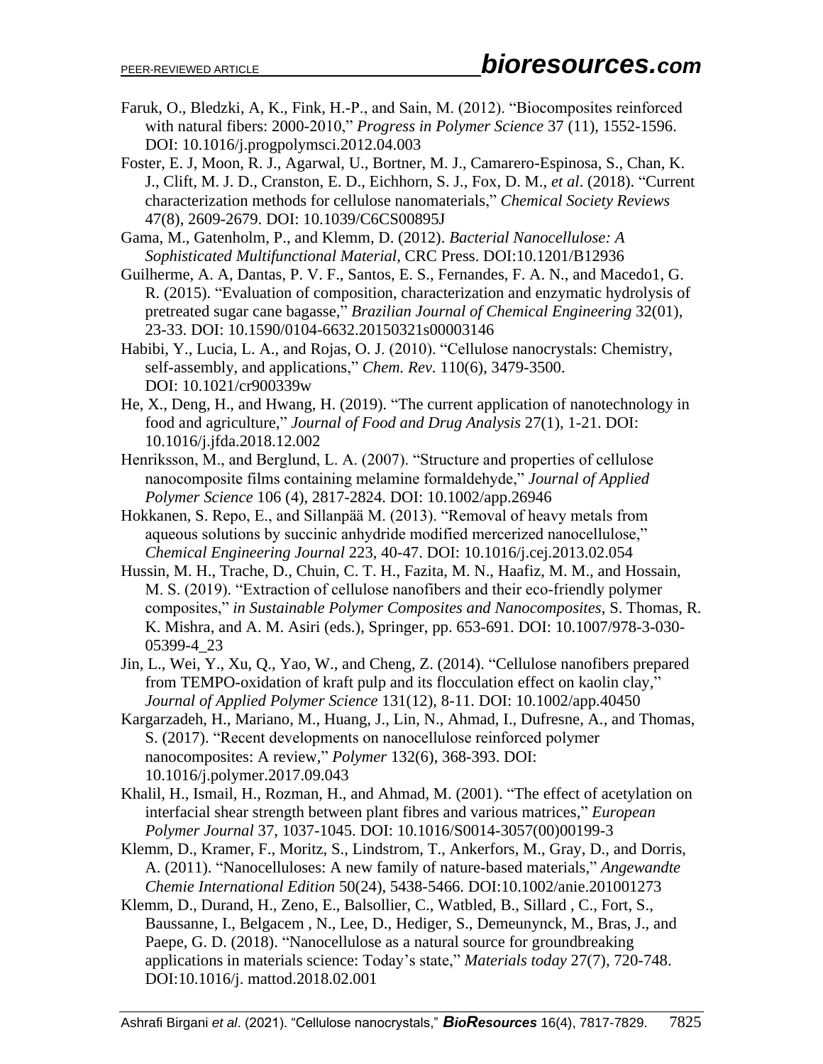Faruk, O., Bledzki, A, K., Fink, H.-P., and Sain, M. (2012). "Biocomposites reinforced with natural fibers: 2000-2010," *Progress in Polymer Science* 37 (11), 1552-1596. DOI: 10.1016/j.progpolymsci.2012.04.003

Foster, E. J, Moon, R. J., Agarwal, U., Bortner, M. J., Camarero-Espinosa, S., Chan, K. J., Clift, M. J. D., Cranston, E. D., Eichhorn, S. J., Fox, D. M., *et al*. (2018). "Current characterization methods for cellulose nanomaterials," *Chemical Society Reviews* 47(8), 2609-2679. DOI: 10.1039/C6CS00895J

Gama, M., Gatenholm, P., and Klemm, D. (2012). *Bacterial Nanocellulose: A Sophisticated Multifunctional Material*, CRC Press. DOI:10.1201/B12936

Guilherme, A. A, Dantas, P. V. F., Santos, E. S., Fernandes, F. A. N., and Macedo1, G. R. (2015). "Evaluation of composition, characterization and enzymatic hydrolysis of pretreated sugar cane bagasse," *Brazilian Journal of Chemical Engineering* 32(01), 23-33. DOI: 10.1590/0104-6632.20150321s00003146

Habibi, Y., Lucia, L. A., and Rojas, O. J. (2010). "Cellulose nanocrystals: Chemistry, self-assembly, and applications," *Chem. Rev.* 110(6), 3479-3500. DOI: 10.1021/cr900339w

He, X., Deng, H., and Hwang, H. (2019). "The current application of nanotechnology in food and agriculture," *Journal of Food and Drug Analysis* 27(1), 1-21. DOI: 10.1016/j.jfda.2018.12.002

Henriksson, M., and Berglund, L. A. (2007). "Structure and properties of cellulose nanocomposite films containing melamine formaldehyde," *Journal of Applied Polymer Science* 106 (4), 2817-2824. DOI: 10.1002/app.26946

Hokkanen, S. Repo, E., and Sillanpää M. (2013). "Removal of heavy metals from aqueous solutions by succinic anhydride modified mercerized nanocellulose," *Chemical Engineering Journal* 223, 40-47. DOI: 10.1016/j.cej.2013.02.054

Hussin, M. H., Trache, D., Chuin, C. T. H., Fazita, M. N., Haafiz, M. M., and Hossain, M. S. (2019). "Extraction of cellulose nanofibers and their eco-friendly polymer composites," *in Sustainable Polymer Composites and Nanocomposites*, S. Thomas, R. K. Mishra, and A. M. Asiri (eds.), Springer, pp. 653-691. DOI: 10.1007/978-3-030-05399-4_23

Jin, L., Wei, Y., Xu, Q., Yao, W., and Cheng, Z. (2014). "Cellulose nanofibers prepared from TEMPO-oxidation of kraft pulp and its flocculation effect on kaolin clay," *Journal of Applied Polymer Science* 131(12), 8-11. DOI: 10.1002/app.40450

Kargarzadeh, H., Mariano, M., Huang, J., Lin, N., Ahmad, I., Dufresne, A., and Thomas, S. (2017). "Recent developments on nanocellulose reinforced polymer nanocomposites: A review," *Polymer* 132(6), 368-393. DOI: 10.1016/j.polymer.2017.09.043

Khalil, H., Ismail, H., Rozman, H., and Ahmad, M. (2001). "The effect of acetylation on interfacial shear strength between plant fibres and various matrices," *European Polymer Journal* 37, 1037-1045. DOI: 10.1016/S0014-3057(00)00199-3

Klemm, D., Kramer, F., Moritz, S., Lindstrom, T., Ankerfors, M., Gray, D., and Dorris, A. (2011). "Nanocelluloses: A new family of nature-based materials," *Angewandte Chemie International Edition* 50(24), 5438-5466. DOI:10.1002/anie.201001273

Klemm, D., Durand, H., Zeno, E., Balsollier, C., Watbled, B., Sillard , C., Fort, S., Baussanne, I., Belgacem , N., Lee, D., Hediger, S., Demeunynck, M., Bras, J., and Paepe, G. D. (2018). "Nanocellulose as a natural source for groundbreaking applications in materials science: Today's state," *Materials today* 27(7), 720-748. DOI:10.1016/j. mattod.2018.02.001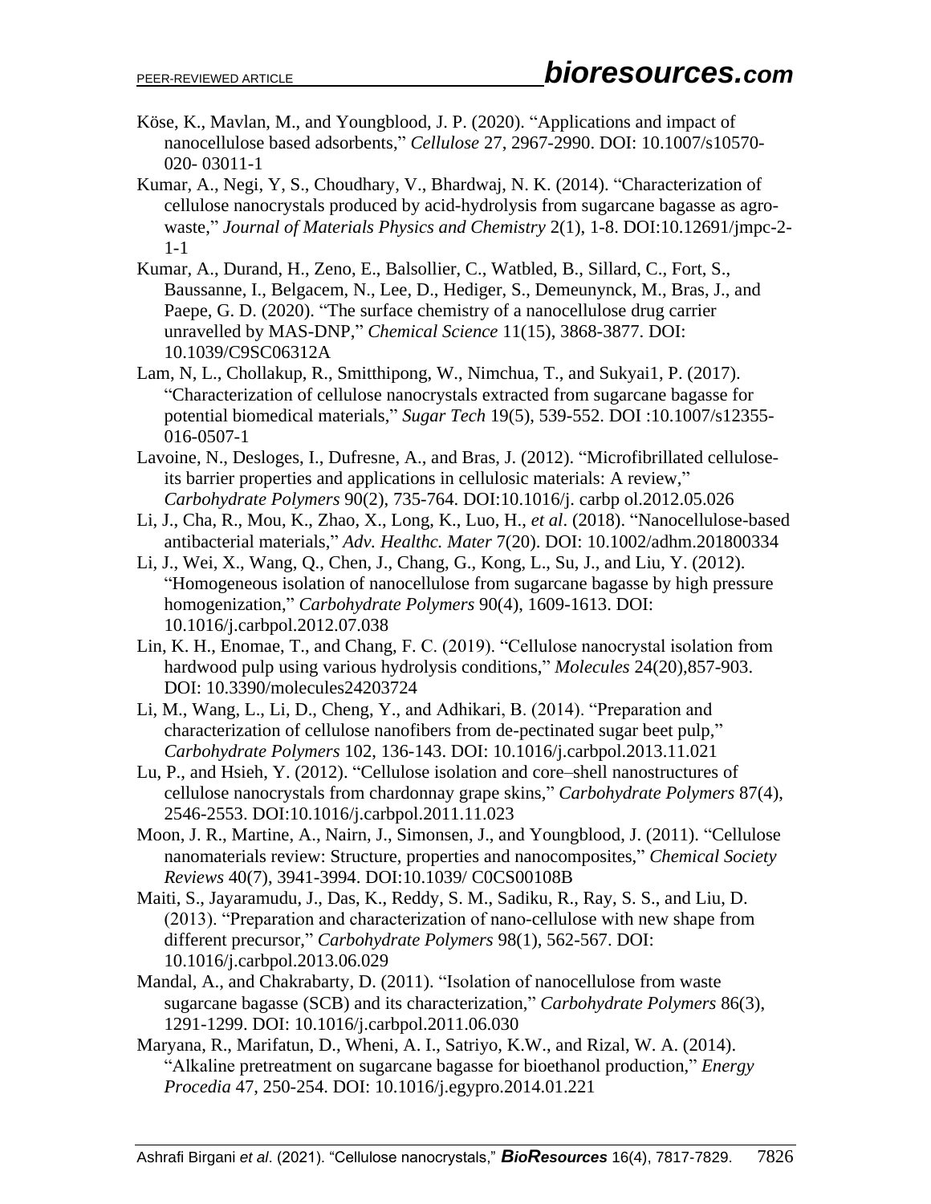Köse, K., Mavlan, M., and Youngblood, J. P. (2020). "Applications and impact of nanocellulose based adsorbents," *Cellulose* 27, 2967-2990. DOI: 10.1007/s10570-020- 03011-1

Kumar, A., Negi, Y, S., Choudhary, V., Bhardwaj, N. K. (2014). "Characterization of cellulose nanocrystals produced by acid-hydrolysis from sugarcane bagasse as agro-waste," *Journal of Materials Physics and Chemistry* 2(1), 1-8. DOI:10.12691/jmpc-2-1-1

Kumar, A., Durand, H., Zeno, E., Balsollier, C., Watbled, B., Sillard, C., Fort, S., Baussanne, I., Belgacem, N., Lee, D., Hediger, S., Demeunynck, M., Bras, J., and Paepe, G. D. (2020). "The surface chemistry of a nanocellulose drug carrier unravelled by MAS-DNP," *Chemical Science* 11(15), 3868-3877. DOI: 10.1039/C9SC06312A

Lam, N, L., Chollakup, R., Smitthipong, W., Nimchua, T., and Sukyai1, P. (2017). "Characterization of cellulose nanocrystals extracted from sugarcane bagasse for potential biomedical materials," *Sugar Tech* 19(5), 539-552. DOI :10.1007/s12355-016-0507-1

Lavoine, N., Desloges, I., Dufresne, A., and Bras, J. (2012). "Microfibrillated cellulose-its barrier properties and applications in cellulosic materials: A review," *Carbohydrate Polymers* 90(2), 735-764. DOI:10.1016/j. carbp ol.2012.05.026

Li, J., Cha, R., Mou, K., Zhao, X., Long, K., Luo, H., *et al*. (2018). "Nanocellulose-based antibacterial materials," *Adv. Healthc. Mater* 7(20). DOI: 10.1002/adhm.201800334

Li, J., Wei, X., Wang, Q., Chen, J., Chang, G., Kong, L., Su, J., and Liu, Y. (2012). "Homogeneous isolation of nanocellulose from sugarcane bagasse by high pressure homogenization," *Carbohydrate Polymers* 90(4), 1609-1613. DOI: 10.1016/j.carbpol.2012.07.038

Lin, K. H., Enomae, T., and Chang, F. C. (2019). "Cellulose nanocrystal isolation from hardwood pulp using various hydrolysis conditions," *Molecules* 24(20),857-903. DOI: 10.3390/molecules24203724

Li, M., Wang, L., Li, D., Cheng, Y., and Adhikari, B. (2014). "Preparation and characterization of cellulose nanofibers from de-pectinated sugar beet pulp," *Carbohydrate Polymers* 102, 136-143. DOI: 10.1016/j.carbpol.2013.11.021

Lu, P., and Hsieh, Y. (2012). "Cellulose isolation and core–shell nanostructures of cellulose nanocrystals from chardonnay grape skins," *Carbohydrate Polymers* 87(4), 2546-2553. DOI:10.1016/j.carbpol.2011.11.023

Moon, J. R., Martine, A., Nairn, J., Simonsen, J., and Youngblood, J. (2011). "Cellulose nanomaterials review: Structure, properties and nanocomposites," *Chemical Society Reviews* 40(7), 3941-3994. DOI:10.1039/ C0CS00108B

Maiti, S., Jayaramudu, J., Das, K., Reddy, S. M., Sadiku, R., Ray, S. S., and Liu, D. (2013). "Preparation and characterization of nano-cellulose with new shape from different precursor," *Carbohydrate Polymers* 98(1), 562-567. DOI: 10.1016/j.carbpol.2013.06.029

Mandal, A., and Chakrabarty, D. (2011). "Isolation of nanocellulose from waste sugarcane bagasse (SCB) and its characterization," *Carbohydrate Polymers* 86(3), 1291-1299. DOI: 10.1016/j.carbpol.2011.06.030

Maryana, R., Marifatun, D., Wheni, A. I., Satriyo, K.W., and Rizal, W. A. (2014). "Alkaline pretreatment on sugarcane bagasse for bioethanol production," *Energy Procedia* 47, 250-254. DOI: 10.1016/j.egypro.2014.01.221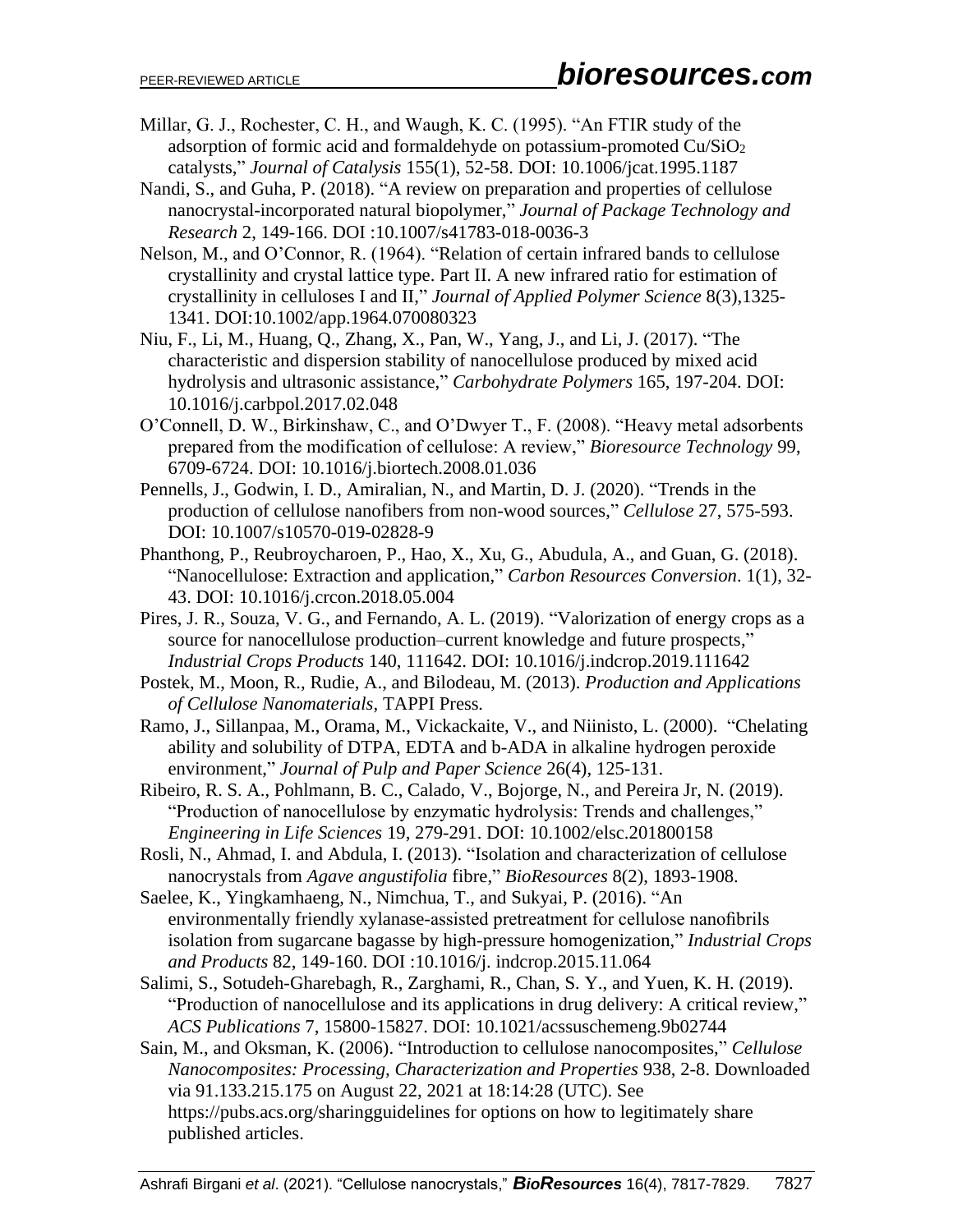Millar, G. J., Rochester, C. H., and Waugh, K. C. (1995). "An FTIR study of the adsorption of formic acid and formaldehyde on potassium-promoted $Cu/SiO_2$ catalysts," *Journal of Catalysis* 155(1), 52-58. DOI: 10.1006/jcat.1995.1187

Nandi, S., and Guha, P. (2018). "A review on preparation and properties of cellulose nanocrystal-incorporated natural biopolymer," *Journal of Package Technology and Research* 2, 149-166. DOI :10.1007/s41783-018-0036-3

Nelson, M., and O'Connor, R. (1964). "Relation of certain infrared bands to cellulose crystallinity and crystal lattice type. Part II. A new infrared ratio for estimation of crystallinity in celluloses I and II," *Journal of Applied Polymer Science* 8(3),1325-1341. DOI:10.1002/app.1964.070080323

Niu, F., Li, M., Huang, Q., Zhang, X., Pan, W., Yang, J., and Li, J. (2017). "The characteristic and dispersion stability of nanocellulose produced by mixed acid hydrolysis and ultrasonic assistance," *Carbohydrate Polymers* 165, 197-204. DOI: 10.1016/j.carbpol.2017.02.048

O'Connell, D. W., Birkinshaw, C., and O'Dwyer T., F. (2008). "Heavy metal adsorbents prepared from the modification of cellulose: A review," *Bioresource Technology* 99, 6709-6724. DOI: 10.1016/j.biortech.2008.01.036

Pennells, J., Godwin, I. D., Amiralian, N., and Martin, D. J. (2020). "Trends in the production of cellulose nanofibers from non-wood sources," *Cellulose* 27, 575-593. DOI: 10.1007/s10570-019-02828-9

Phanthong, P., Reubroycharoen, P., Hao, X., Xu, G., Abudula, A., and Guan, G. (2018). "Nanocellulose: Extraction and application," *Carbon Resources Conversion*. 1(1), 32-43. DOI: 10.1016/j.crcon.2018.05.004

Pires, J. R., Souza, V. G., and Fernando, A. L. (2019). "Valorization of energy crops as a source for nanocellulose production–current knowledge and future prospects," *Industrial Crops Products* 140, 111642. DOI: 10.1016/j.indcrop.2019.111642

Postek, M., Moon, R., Rudie, A., and Bilodeau, M. (2013). *Production and Applications of Cellulose Nanomaterials*, TAPPI Press.

Ramo, J., Sillanpaa, M., Orama, M., Vickackaite, V., and Niinisto, L. (2000). "Chelating ability and solubility of DTPA, EDTA and b-ADA in alkaline hydrogen peroxide environment," *Journal of Pulp and Paper Science* 26(4), 125-131.

Ribeiro, R. S. A., Pohlmann, B. C., Calado, V., Bojorge, N., and Pereira Jr, N. (2019). "Production of nanocellulose by enzymatic hydrolysis: Trends and challenges," *Engineering in Life Sciences* 19, 279-291. DOI: 10.1002/elsc.201800158

Rosli, N., Ahmad, I. and Abdula, I. (2013). "Isolation and characterization of cellulose nanocrystals from *Agave angustifolia* fibre," *BioResources* 8(2), 1893-1908.

Saelee, K., Yingkamhaeng, N., Nimchua, T., and Sukyai, P. (2016). "An environmentally friendly xylanase-assisted pretreatment for cellulose nanofibrils isolation from sugarcane bagasse by high-pressure homogenization," *Industrial Crops and Products* 82, 149-160. DOI :10.1016/j. indcrop.2015.11.064

Salimi, S., Sotudeh-Gharebagh, R., Zarghami, R., Chan, S. Y., and Yuen, K. H. (2019). "Production of nanocellulose and its applications in drug delivery: A critical review," *ACS Publications* 7, 15800-15827. DOI: 10.1021/acssuschemeng.9b02744

Sain, M., and Oksman, K. (2006). "Introduction to cellulose nanocomposites," *Cellulose Nanocomposites: Processing, Characterization and Properties* 938, 2-8. Downloaded via 91.133.215.175 on August 22, 2021 at 18:14:28 (UTC). See https://pubs.acs.org/sharingguidelines for options on how to legitimately share published articles.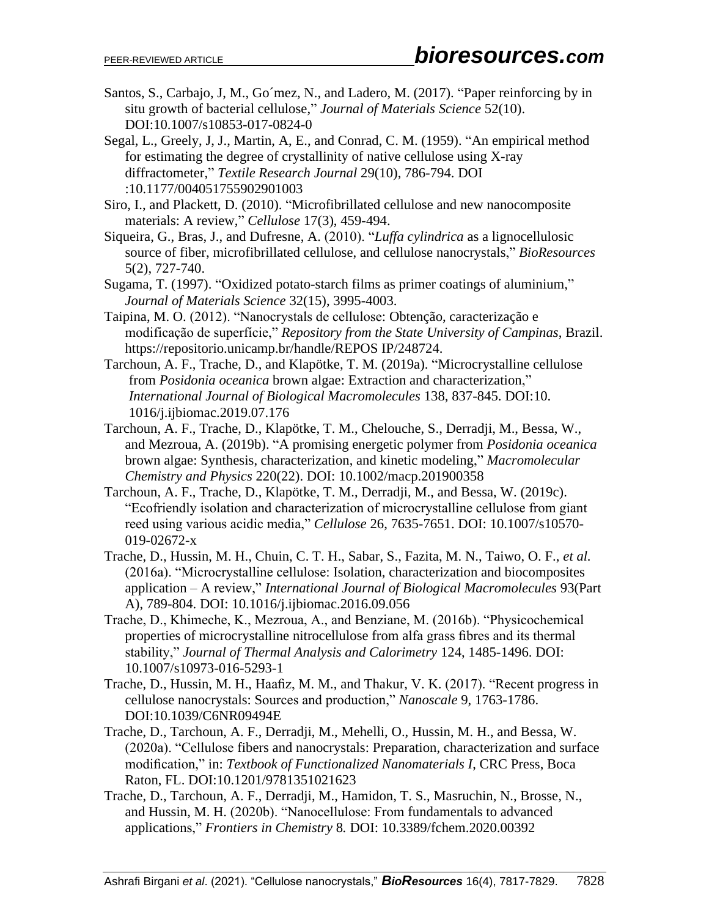Santos, S., Carbajo, J, M., Go´mez, N., and Ladero, M. (2017). "Paper reinforcing by in situ growth of bacterial cellulose," *Journal of Materials Science* 52(10). DOI:10.1007/s10853-017-0824-0

Segal, L., Greely, J, J., Martin, A, E., and Conrad, C. M. (1959). "An empirical method for estimating the degree of crystallinity of native cellulose using X-ray diffractometer," *Textile Research Journal* 29(10), 786-794. DOI :10.1177/004051755902901003

Siro, I., and Plackett, D. (2010). "Microfibrillated cellulose and new nanocomposite materials: A review," *Cellulose* 17(3), 459-494.

Siqueira, G., Bras, J., and Dufresne, A. (2010). "*Luffa cylindrica* as a lignocellulosic source of fiber, microfibrillated cellulose, and cellulose nanocrystals," *BioResources* 5(2), 727-740.

Sugama, T. (1997). "Oxidized potato-starch films as primer coatings of aluminium," *Journal of Materials Science* 32(15), 3995-4003.

Taipina, M. O. (2012). "Nanocrystals de cellulose: Obtenção, caracterização e modificação de superfície," *Repository from the State University of Campinas*, Brazil. https://repositorio.unicamp.br/handle/REPOS IP/248724.

Tarchoun, A. F., Trache, D., and Klapötke, T. M. (2019a). "Microcrystalline cellulose from *Posidonia oceanica* brown algae: Extraction and characterization," *International Journal of Biological Macromolecules* 138, 837-845. DOI:10. 1016/j.ijbiomac.2019.07.176

Tarchoun, A. F., Trache, D., Klapötke, T. M., Chelouche, S., Derradji, M., Bessa, W., and Mezroua, A. (2019b). "A promising energetic polymer from *Posidonia oceanica* brown algae: Synthesis, characterization, and kinetic modeling," *Macromolecular Chemistry and Physics* 220(22). DOI: 10.1002/macp.201900358

Tarchoun, A. F., Trache, D., Klapötke, T. M., Derradji, M., and Bessa, W. (2019c). "Ecofriendly isolation and characterization of microcrystalline cellulose from giant reed using various acidic media," *Cellulose* 26, 7635-7651. DOI: 10.1007/s10570-019-02672-x

Trache, D., Hussin, M. H., Chuin, C. T. H., Sabar, S., Fazita, M. N., Taiwo, O. F., *et al.* (2016a). "Microcrystalline cellulose: Isolation, characterization and biocomposites application – A review," *International Journal of Biological Macromolecules* 93(Part A), 789-804. DOI: 10.1016/j.ijbiomac.2016.09.056

Trache, D., Khimeche, K., Mezroua, A., and Benziane, M. (2016b). "Physicochemical properties of microcrystalline nitrocellulose from alfa grass fibres and its thermal stability," *Journal of Thermal Analysis and Calorimetry* 124, 1485-1496. DOI: 10.1007/s10973-016-5293-1

Trache, D., Hussin, M. H., Haafiz, M. M., and Thakur, V. K. (2017). "Recent progress in cellulose nanocrystals: Sources and production," *Nanoscale* 9, 1763-1786. DOI:10.1039/C6NR09494E

Trache, D., Tarchoun, A. F., Derradji, M., Mehelli, O., Hussin, M. H., and Bessa, W. (2020a). "Cellulose fibers and nanocrystals: Preparation, characterization and surface modification," in: *Textbook of Functionalized Nanomaterials I*, CRC Press, Boca Raton, FL. DOI:10.1201/9781351021623

Trache, D., Tarchoun, A. F., Derradji, M., Hamidon, T. S., Masruchin, N., Brosse, N., and Hussin, M. H. (2020b). "Nanocellulose: From fundamentals to advanced applications," *Frontiers in Chemistry* 8*.* DOI: 10.3389/fchem.2020.00392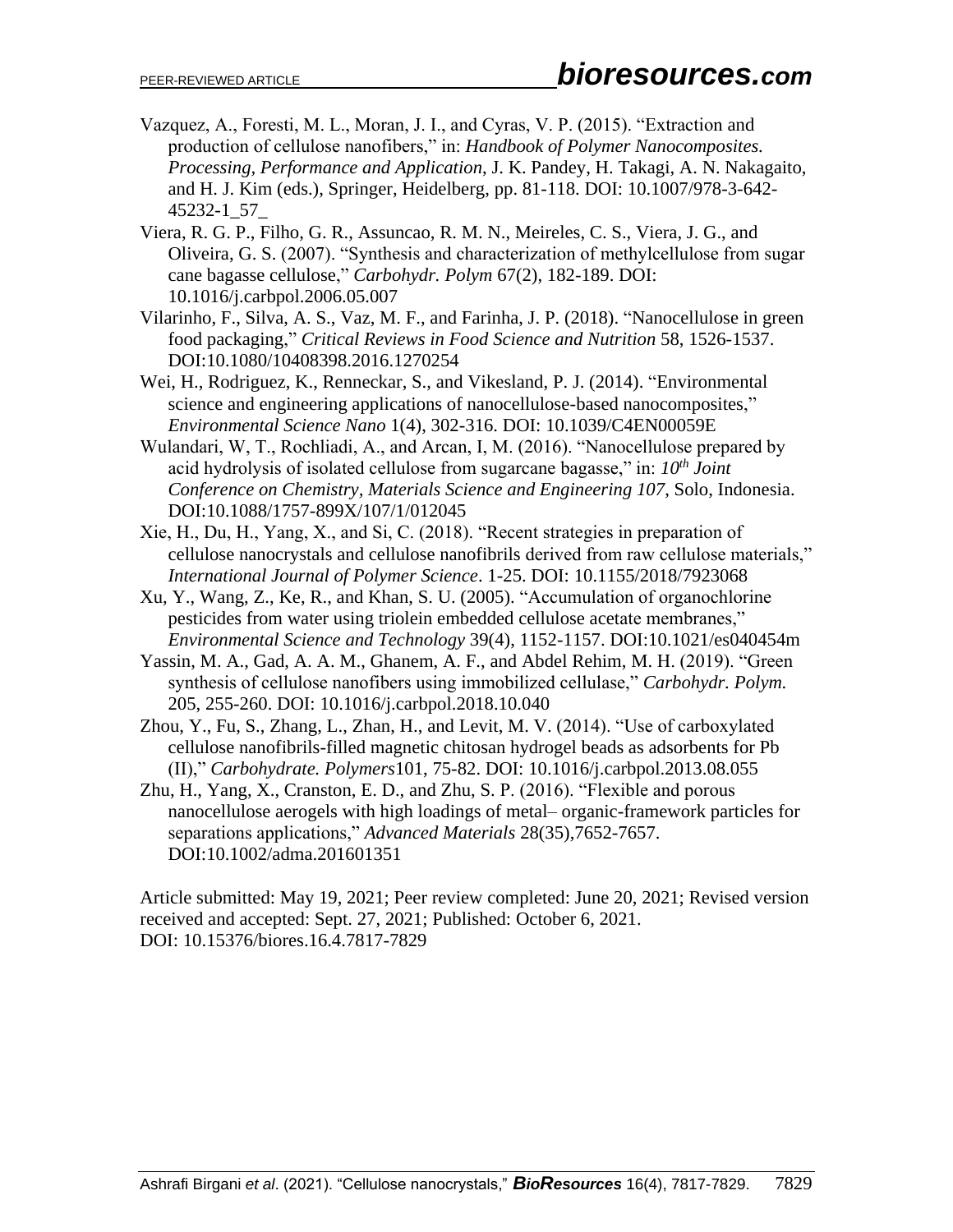Vazquez, A., Foresti, M. L., Moran, J. I., and Cyras, V. P. (2015). "Extraction and production of cellulose nanofibers," in: *Handbook of Polymer Nanocomposites. Processing, Performance and Application*, J. K. Pandey, H. Takagi, A. N. Nakagaito, and H. J. Kim (eds.), Springer, Heidelberg, pp. 81-118. DOI: 10.1007/978-3-642-45232-1_57_

Viera, R. G. P., Filho, G. R., Assuncao, R. M. N., Meireles, C. S., Viera, J. G., and Oliveira, G. S. (2007). "Synthesis and characterization of methylcellulose from sugar cane bagasse cellulose," *Carbohydr. Polym* 67(2), 182-189. DOI: 10.1016/j.carbpol.2006.05.007

Vilarinho, F., Silva, A. S., Vaz, M. F., and Farinha, J. P. (2018). "Nanocellulose in green food packaging," *Critical Reviews in Food Science and Nutrition* 58, 1526-1537. DOI:10.1080/10408398.2016.1270254

Wei, H., Rodriguez, K., Renneckar, S., and Vikesland, P. J. (2014). "Environmental science and engineering applications of nanocellulose-based nanocomposites," *Environmental Science Nano* 1(4), 302-316. DOI: 10.1039/C4EN00059E

Wulandari, W, T., Rochliadi, A., and Arcan, I, M. (2016). "Nanocellulose prepared by acid hydrolysis of isolated cellulose from sugarcane bagasse," in: *10th Joint Conference on Chemistry, Materials Science and Engineering 107*, Solo, Indonesia. DOI:10.1088/1757-899X/107/1/012045

Xie, H., Du, H., Yang, X., and Si, C. (2018). "Recent strategies in preparation of cellulose nanocrystals and cellulose nanofibrils derived from raw cellulose materials," *International Journal of Polymer Science*. 1-25. DOI: 10.1155/2018/7923068

Xu, Y., Wang, Z., Ke, R., and Khan, S. U. (2005). "Accumulation of organochlorine pesticides from water using triolein embedded cellulose acetate membranes," *Environmental Science and Technology* 39(4), 1152-1157. DOI:10.1021/es040454m

Yassin, M. A., Gad, A. A. M., Ghanem, A. F., and Abdel Rehim, M. H. (2019). "Green synthesis of cellulose nanofibers using immobilized cellulase," *Carbohydr. Polym.* 205, 255-260. DOI: 10.1016/j.carbpol.2018.10.040

Zhou, Y., Fu, S., Zhang, L., Zhan, H., and Levit, M. V. (2014). "Use of carboxylated cellulose nanofibrils-filled magnetic chitosan hydrogel beads as adsorbents for Pb (II)," *Carbohydrate. Polymers*101, 75-82. DOI: 10.1016/j.carbpol.2013.08.055

Zhu, H., Yang, X., Cranston, E. D., and Zhu, S. P. (2016). "Flexible and porous nanocellulose aerogels with high loadings of metal– organic-framework particles for separations applications," *Advanced Materials* 28(35),7652-7657. DOI:10.1002/adma.201601351

Article submitted: May 19, 2021; Peer review completed: June 20, 2021; Revised version received and accepted: Sept. 27, 2021; Published: October 6, 2021.
DOI: 10.15376/biores.16.4.7817-7829